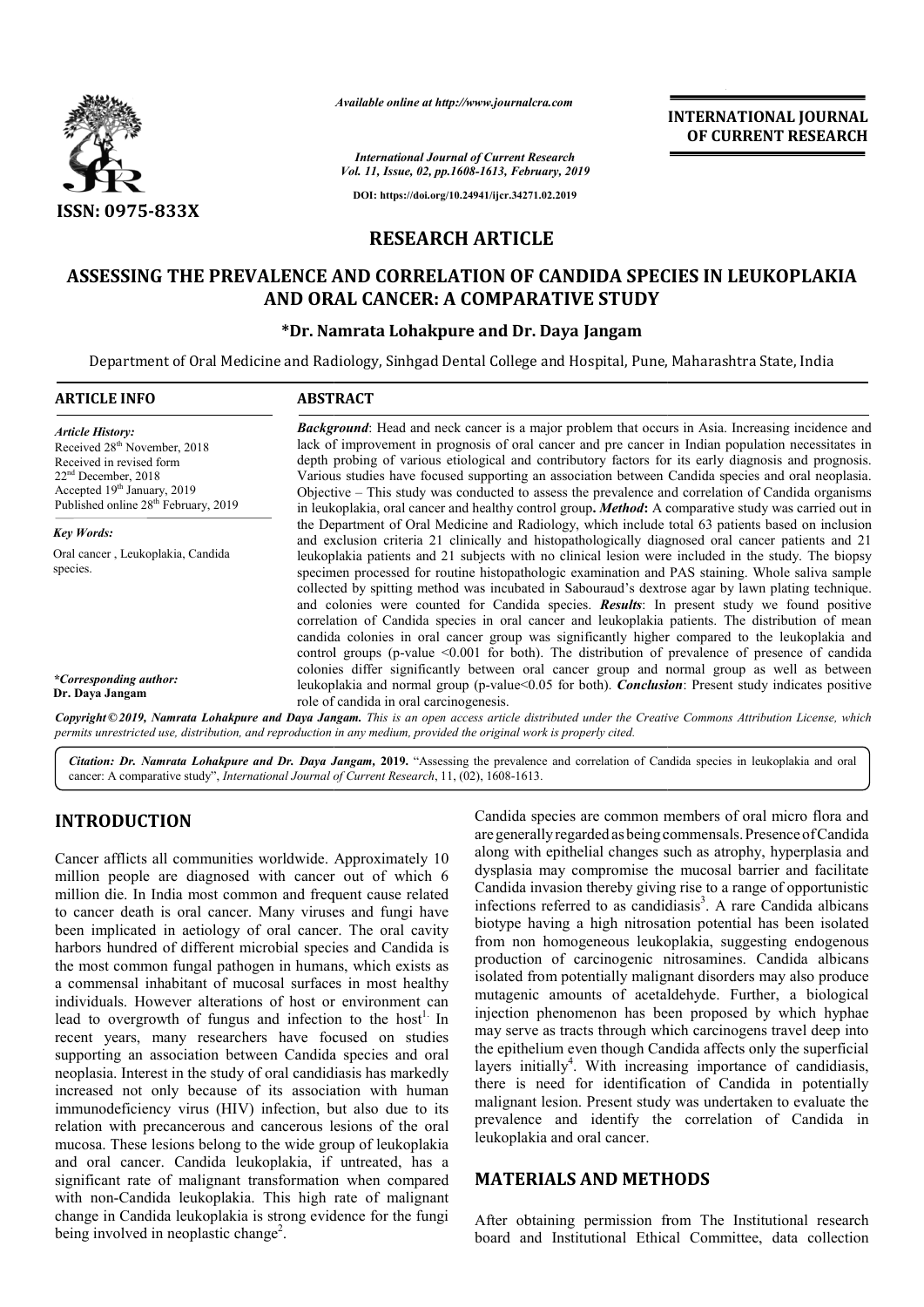*Available online at http://www.journalcra.com*

*International Journal of Current Research*
*Vol. 11, Issue, 02, pp.1608-1613, February, 2019*

**DOI: https://doi.org/10.24941/ijcr.34271.02.2019**

**INTERNATIONAL JOURNAL OF CURRENT RESEARCH**

**ISSN: 0975-833X**

## RESEARCH ARTICLE

# ASSESSING THE PREVALENCE AND CORRELATION OF CANDIDA SPECIES IN LEUKOPLAKIA AND ORAL CANCER: A COMPARATIVE STUDY

**\*Dr. Namrata Lohakpure and Dr. Daya Jangam**

Department of Oral Medicine and Radiology, Sinhgad Dental College and Hospital, Pune, Maharashtra State, India

### ARTICLE INFO

*Article History:*
Received 28th November, 2018
Received in revised form 22nd December, 2018
Accepted 19th January, 2019
Published online 28th February, 2019

*Key Words:*
Oral cancer, Leukoplakia, Candida species.

*\*Corresponding author:*
**Dr. Daya Jangam**

### ABSTRACT

***Background***: Head and neck cancer is a major problem that occurs in Asia. Increasing incidence and lack of improvement in prognosis of oral cancer and pre cancer in Indian population necessitates in depth probing of various etiological and contributory factors for its early diagnosis and prognosis. Various studies have focused supporting an association between Candida species and oral neoplasia. Objective – This study was conducted to assess the prevalence and correlation of Candida organisms in leukoplakia, oral cancer and healthy control group. ***Method***: A comparative study was carried out in the Department of Oral Medicine and Radiology, which include total 63 patients based on inclusion and exclusion criteria 21 clinically and histopathologically diagnosed oral cancer patients and 21 leukoplakia patients and 21 subjects with no clinical lesion were included in the study. The biopsy specimen processed for routine histopathologic examination and PAS staining. Whole saliva sample collected by spitting method was incubated in Sabouraud's dextrose agar by lawn plating technique. and colonies were counted for Candida species. ***Results***: In present study we found positive correlation of Candida species in oral cancer and leukoplakia patients. The distribution of mean candida colonies in oral cancer group was significantly higher compared to the leukoplakia and control groups ($p$-value $<0.001$ for both). The distribution of prevalence of presence of candida colonies differ significantly between oral cancer group and normal group as well as between leukoplakia and normal group ($p$-value$<0.05$ for both). ***Conclusion***: Present study indicates positive role of candida in oral carcinogenesis.

***Copyright © 2019, Namrata Lohakpure and Daya Jangam.*** *This is an open access article distributed under the Creative Commons Attribution License, which permits unrestricted use, distribution, and reproduction in any medium, provided the original work is properly cited.*

***Citation: Dr. Namrata Lohakpure and Dr. Daya Jangam,* 2019.** "Assessing the prevalence and correlation of Candida species in leukoplakia and oral cancer: A comparative study", *International Journal of Current Research*, 11, (02), 1608-1613.

## INTRODUCTION

Cancer afflicts all communities worldwide. Approximately 10 million people are diagnosed with cancer out of which 6 million die. In India most common and frequent cause related to cancer death is oral cancer. Many viruses and fungi have been implicated in aetiology of oral cancer. The oral cavity harbors hundred of different microbial species and Candida is the most common fungal pathogen in humans, which exists as a commensal inhabitant of mucosal surfaces in most healthy individuals. However alterations of host or environment can lead to overgrowth of fungus and infection to the host[1]. In recent years, many researchers have focused on studies supporting an association between Candida species and oral neoplasia. Interest in the study of oral candidiasis has markedly increased not only because of its association with human immunodeficiency virus (HIV) infection, but also due to its relation with precancerous and cancerous lesions of the oral mucosa. These lesions belong to the wide group of leukoplakia and oral cancer. Candida leukoplakia, if untreated, has a significant rate of malignant transformation when compared with non-Candida leukoplakia. This high rate of malignant change in Candida leukoplakia is strong evidence for the fungi being involved in neoplastic change[2].

Candida species are common members of oral micro flora and are generally regarded as being commensals. Presence of Candida along with epithelial changes such as atrophy, hyperplasia and dysplasia may compromise the mucosal barrier and facilitate Candida invasion thereby giving rise to a range of opportunistic infections referred to as candidiasis[3]. A rare Candida albicans biotype having a high nitrosation potential has been isolated from non homogeneous leukoplakia, suggesting endogenous production of carcinogenic nitrosamines. Candida albicans isolated from potentially malignant disorders may also produce mutagenic amounts of acetaldehyde. Further, a biological injection phenomenon has been proposed by which hyphae may serve as tracts through which carcinogens travel deep into the epithelium even though Candida affects only the superficial layers initially[4]. With increasing importance of candidiasis, there is need for identification of Candida in potentially malignant lesion. Present study was undertaken to evaluate the prevalence and identify the correlation of Candida in leukoplakia and oral cancer.

## MATERIALS AND METHODS

After obtaining permission from The Institutional research board and Institutional Ethical Committee, data collection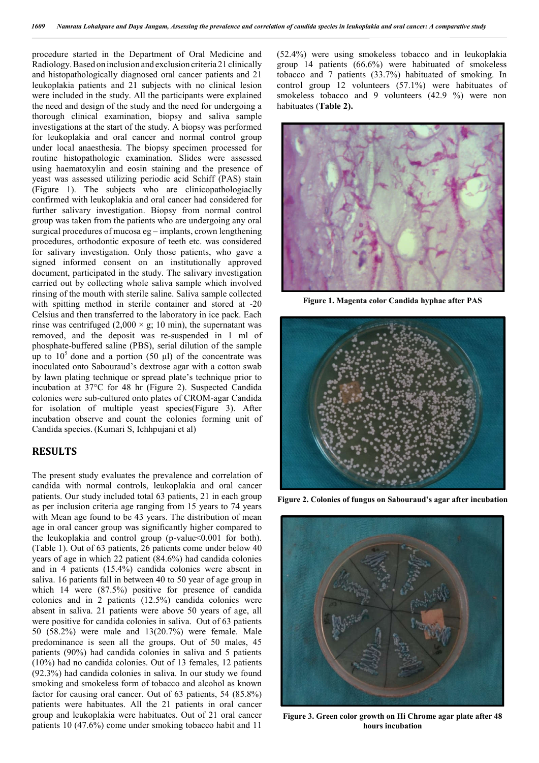procedure started in the Department of Oral Medicine and Radiology. Based on inclusion and exclusion criteria 21 clinically and histopathologically diagnosed oral cancer patients and 21 leukoplakia patients and 21 subjects with no clinical lesion were included in the study. All the participants were explained the need and design of the study and the need for undergoing a thorough clinical examination, biopsy and saliva sample investigations at the start of the study. A biopsy was performed for leukoplakia and oral cancer and normal control group under local anaesthesia. The biopsy specimen processed for routine histopathologic examination. Slides were assessed using haematoxylin and eosin staining and the presence of yeast was assessed utilizing periodic acid Schiff (PAS) stain (Figure 1). The subjects who are clinicopathologiaclly confirmed with leukoplakia and oral cancer had considered for further salivary investigation. Biopsy from normal control group was taken from the patients who are undergoing any oral surgical procedures of mucosa eg – implants, crown lengthening procedures, orthodontic exposure of teeth etc. was considered for salivary investigation. Only those patients, who gave a signed informed consent on an institutionally approved document, participated in the study. The salivary investigation carried out by collecting whole saliva sample which involved rinsing of the mouth with sterile saline. Saliva sample collected with spitting method in sterile container and stored at -20 Celsius and then transferred to the laboratory in ice pack. Each rinse was centrifuged ($2{,}000 \times g$; 10 min), the supernatant was removed, and the deposit was re-suspended in 1 ml of phosphate-buffered saline (PBS), serial dilution of the sample up to $10^5$ done and a portion (50 µl) of the concentrate was inoculated onto Sabouraud's dextrose agar with a cotton swab by lawn plating technique or spread plate's technique prior to incubation at 37°C for 48 hr (Figure 2). Suspected Candida colonies were sub-cultured onto plates of CROM-agar Candida for isolation of multiple yeast species(Figure 3). After incubation observe and count the colonies forming unit of Candida species. (Kumari S, Ichhpujani et al)

## RESULTS

The present study evaluates the prevalence and correlation of candida with normal controls, leukoplakia and oral cancer patients. Our study included total 63 patients, 21 in each group as per inclusion criteria age ranging from 15 years to 74 years with Mean age found to be 43 years. The distribution of mean age in oral cancer group was significantly higher compared to the leukoplakia and control group (p-value<0.001 for both). (Table 1). Out of 63 patients, 26 patients come under below 40 years of age in which 22 patient (84.6%) had candida colonies and in 4 patients (15.4%) candida colonies were absent in saliva. 16 patients fall in between 40 to 50 year of age group in which 14 were (87.5%) positive for presence of candida colonies and in 2 patients (12.5%) candida colonies were absent in saliva. 21 patients were above 50 years of age, all were positive for candida colonies in saliva. Out of 63 patients 50 (58.2%) were male and 13(20.7%) were female. Male predominance is seen all the groups. Out of 50 males, 45 patients (90%) had candida colonies in saliva and 5 patients (10%) had no candida colonies. Out of 13 females, 12 patients (92.3%) had candida colonies in saliva. In our study we found smoking and smokeless form of tobacco and alcohol as known factor for causing oral cancer. Out of 63 patients, 54 (85.8%) patients were habituates. All the 21 patients in oral cancer group and leukoplakia were habituates. Out of 21 oral cancer patients 10 (47.6%) come under smoking tobacco habit and 11 (52.4%) were using smokeless tobacco and in leukoplakia group 14 patients (66.6%) were habituated of smokeless tobacco and 7 patients (33.7%) habituated of smoking. In control group 12 volunteers (57.1%) were habituates of smokeless tobacco and 9 volunteers (42.9 %) were non habituates (**Table 2**).

**Figure 1. Magenta color Candida hyphae after PAS**

**Figure 2. Colonies of fungus on Sabouraud's agar after incubation**

**Figure 3. Green color growth on Hi Chrome agar plate after 48 hours incubation**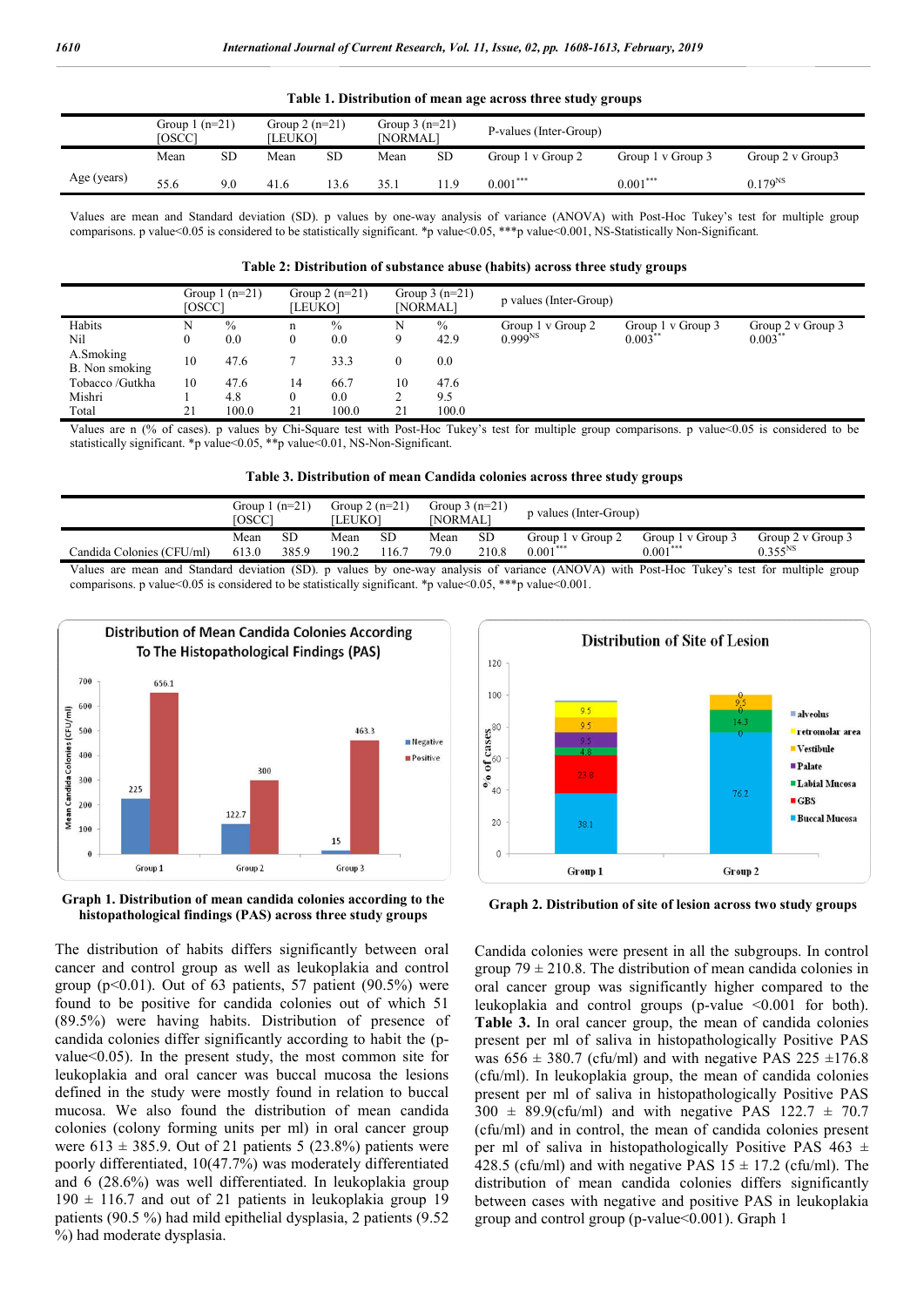**Table 1. Distribution of mean age across three study groups**

| | Group 1 (n=21) [OSCC] | | Group 2 (n=21) [LEUKO] | | Group 3 (n=21) [NORMAL] | | P-values (Inter-Group) | | |
|---|---|---|---|---|---|---|---|---|---|
| | Mean | SD | Mean | SD | Mean | SD | Group 1 v Group 2 | Group 1 v Group 3 | Group 2 v Group3 |
| Age (years) | 55.6 | 9.0 | 41.6 | 13.6 | 35.1 | 11.9 | 0.001*** | 0.001*** | 0.179NS |

Values are mean and Standard deviation (SD). p values by one-way analysis of variance (ANOVA) with Post-Hoc Tukey's test for multiple group comparisons. p value<0.05 is considered to be statistically significant. *p value<0.05, ***p value<0.001, NS-Statistically Non-Significant.

**Table 2: Distribution of substance abuse (habits) across three study groups**

| | Group 1 (n=21) [OSCC] | | Group 2 (n=21) [LEUKO] | | Group 3 (n=21) [NORMAL] | | p values (Inter-Group) | | |
|---|---|---|---|---|---|---|---|---|---|
| Habits | N | % | n | % | N | % | Group 1 v Group 2 | Group 1 v Group 3 | Group 2 v Group 3 |
| Nil | 0 | 0.0 | 0 | 0.0 | 9 | 42.9 | 0.999NS | 0.003** | 0.003** |
| A.Smoking B. Non smoking | 10 | 47.6 | 7 | 33.3 | 0 | 0.0 | | | |
| Tobacco /Gutkha | 10 | 47.6 | 14 | 66.7 | 10 | 47.6 | | | |
| Mishri | 1 | 4.8 | 0 | 0.0 | 2 | 9.5 | | | |
| Total | 21 | 100.0 | 21 | 100.0 | 21 | 100.0 | | | |

Values are n (% of cases). p values by Chi-Square test with Post-Hoc Tukey's test for multiple group comparisons. p value<0.05 is considered to be statistically significant. *p value<0.05, **p value<0.01, NS-Non-Significant.

**Table 3. Distribution of mean Candida colonies across three study groups**

| | Group 1 (n=21) [OSCC] | | Group 2 (n=21) [LEUKO] | | Group 3 (n=21) [NORMAL] | | p values (Inter-Group) | | |
|---|---|---|---|---|---|---|---|---|---|
| | Mean | SD | Mean | SD | Mean | SD | Group 1 v Group 2 | Group 1 v Group 3 | Group 2 v Group 3 |
| Candida Colonies (CFU/ml) | 613.0 | 385.9 | 190.2 | 116.7 | 79.0 | 210.8 | 0.001*** | 0.001*** | 0.355NS |

Values are mean and Standard deviation (SD). p values by one-way analysis of variance (ANOVA) with Post-Hoc Tukey's test for multiple group comparisons. p value<0.05 is considered to be statistically significant. *p value<0.05, ***p value<0.001.

Distribution of Mean Candida Colonies According To The Histopathological Findings (PAS)

Mean Candida Colonies (CFU/ml)

700
600
500
400
300
200
100
0

225
656.1
122.7
300
15
463.3

Group 1
Group 2
Group 3

Negative
Positive

**Graph 1. Distribution of mean candida colonies according to the histopathological findings (PAS) across three study groups**

Distribution of Site of Lesion

% of cases

120
100
80
60
40
20
0

38.1
23.8
4.8
9.5
9.5
9.5

76.2
0
14.3
0
9.5
0

Group 1
Group 2

alveolus
retromolar area
Vestibule
Palate
Labial Mucosa
GBS
Buccal Mucosa

**Graph 2. Distribution of site of lesion across two study groups**

The distribution of habits differs significantly between oral cancer and control group as well as leukoplakia and control group (p<0.01). Out of 63 patients, 57 patient (90.5%) were found to be positive for candida colonies out of which 51 (89.5%) were having habits. Distribution of presence of candida colonies differ significantly according to habit the (p-value<0.05). In the present study, the most common site for leukoplakia and oral cancer was buccal mucosa the lesions defined in the study were mostly found in relation to buccal mucosa. We also found the distribution of mean candida colonies (colony forming units per ml) in oral cancer group were 613 ± 385.9. Out of 21 patients 5 (23.8%) patients were poorly differentiated, 10(47.7%) was moderately differentiated and 6 (28.6%) was well differentiated. In leukoplakia group 190 ± 116.7 and out of 21 patients in leukoplakia group 19 patients (90.5 %) had mild epithelial dysplasia, 2 patients (9.52 %) had moderate dysplasia.

Candida colonies were present in all the subgroups. In control group 79 ± 210.8. The distribution of mean candida colonies in oral cancer group was significantly higher compared to the leukoplakia and control groups (p-value <0.001 for both). **Table 3.** In oral cancer group, the mean of candida colonies present per ml of saliva in histopathologically Positive PAS was 656 ± 380.7 (cfu/ml) and with negative PAS 225 ±176.8 (cfu/ml). In leukoplakia group, the mean of candida colonies present per ml of saliva in histopathologically Positive PAS 300 ± 89.9(cfu/ml) and with negative PAS 122.7 ± 70.7 (cfu/ml) and in control, the mean of candida colonies present per ml of saliva in histopathologically Positive PAS 463 ± 428.5 (cfu/ml) and with negative PAS 15 ± 17.2 (cfu/ml). The distribution of mean candida colonies differs significantly between cases with negative and positive PAS in leukoplakia group and control group (p-value<0.001). Graph 1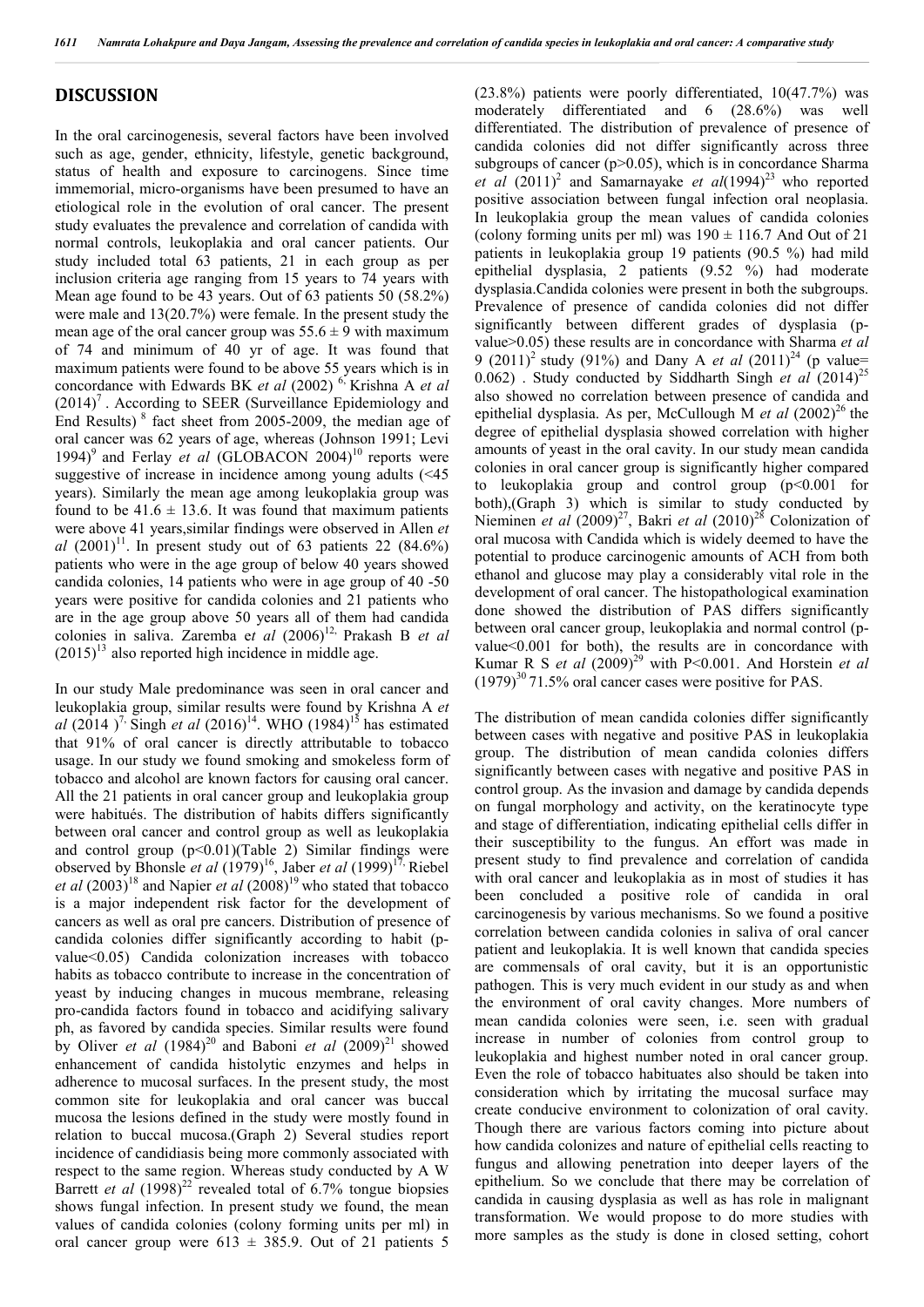## DISCUSSION

In the oral carcinogenesis, several factors have been involved such as age, gender, ethnicity, lifestyle, genetic background, status of health and exposure to carcinogens. Since time immemorial, micro-organisms have been presumed to have an etiological role in the evolution of oral cancer. The present study evaluates the prevalence and correlation of candida with normal controls, leukoplakia and oral cancer patients. Our study included total 63 patients, 21 in each group as per inclusion criteria age ranging from 15 years to 74 years with Mean age found to be 43 years. Out of 63 patients 50 (58.2%) were male and 13(20.7%) were female. In the present study the mean age of the oral cancer group was $55.6 \pm 9$ with maximum of 74 and minimum of 40 yr of age. It was found that maximum patients were found to be above 55 years which is in concordance with Edwards BK *et al* (2002) [6,] Krishna A *et al* (2014)[7] . According to SEER (Surveillance Epidemiology and End Results) [8] fact sheet from 2005-2009, the median age of oral cancer was 62 years of age, whereas (Johnson 1991; Levi 1994)[9] and Ferlay *et al* (GLOBACON 2004)[10] reports were suggestive of increase in incidence among young adults (<45 years). Similarly the mean age among leukoplakia group was found to be $41.6 \pm 13.6$. It was found that maximum patients were above 41 years,similar findings were observed in Allen *et al* (2001)[11]. In present study out of 63 patients 22 (84.6%) patients who were in the age group of below 40 years showed candida colonies, 14 patients who were in age group of 40 -50 years were positive for candida colonies and 21 patients who are in the age group above 50 years all of them had candida colonies in saliva. Zaremba e*t al* (2006)[12,] Prakash B *et al* (2015)[13] also reported high incidence in middle age.

In our study Male predominance was seen in oral cancer and leukoplakia group, similar results were found by Krishna A *et al* (2014 )[7,] Singh *et al* (2016)[14]. WHO (1984)[15] has estimated that 91% of oral cancer is directly attributable to tobacco usage. In our study we found smoking and smokeless form of tobacco and alcohol are known factors for causing oral cancer. All the 21 patients in oral cancer group and leukoplakia group were habitués. The distribution of habits differs significantly between oral cancer and control group as well as leukoplakia and control group ($p<0.01$)(Table 2) Similar findings were observed by Bhonsle *et al* (1979)[16], Jaber *et al* (1999)[17,] Riebel *et al* (2003)[18] and Napier *et al* (2008)[19] who stated that tobacco is a major independent risk factor for the development of cancers as well as oral pre cancers. Distribution of presence of candida colonies differ significantly according to habit (p-value<0.05) Candida colonization increases with tobacco habits as tobacco contribute to increase in the concentration of yeast by inducing changes in mucous membrane, releasing pro-candida factors found in tobacco and acidifying salivary ph, as favored by candida species. Similar results were found by Oliver *et al* (1984)[20] and Baboni *et al* (2009)[21] showed enhancement of candida histolytic enzymes and helps in adherence to mucosal surfaces. In the present study, the most common site for leukoplakia and oral cancer was buccal mucosa the lesions defined in the study were mostly found in relation to buccal mucosa.(Graph 2) Several studies report incidence of candidiasis being more commonly associated with respect to the same region. Whereas study conducted by A W Barrett *et al* (1998)[22] revealed total of 6.7% tongue biopsies shows fungal infection. In present study we found, the mean values of candida colonies (colony forming units per ml) in oral cancer group were $613 \pm 385.9$. Out of 21 patients 5 (23.8%) patients were poorly differentiated, 10(47.7%) was moderately differentiated and 6 (28.6%) was well differentiated. The distribution of prevalence of presence of candida colonies did not differ significantly across three subgroups of cancer ($p>0.05$), which is in concordance Sharma *et al* (2011)[2] and Samarnayake *et al*(1994)[23] who reported positive association between fungal infection oral neoplasia. In leukoplakia group the mean values of candida colonies (colony forming units per ml) was $190 \pm 116.7$ And Out of 21 patients in leukoplakia group 19 patients (90.5 %) had mild epithelial dysplasia, 2 patients (9.52 %) had moderate dysplasia.Candida colonies were present in both the subgroups. Prevalence of presence of candida colonies did not differ significantly between different grades of dysplasia (p-value>0.05) these results are in concordance with Sharma *et al* 9 (2011)[2] study (91%) and Dany A *et al* (2011)[24] (p value= 0.062) . Study conducted by Siddharth Singh *et al* (2014)[25] also showed no correlation between presence of candida and epithelial dysplasia. As per, McCullough M *et al* (2002)[26] the degree of epithelial dysplasia showed correlation with higher amounts of yeast in the oral cavity. In our study mean candida colonies in oral cancer group is significantly higher compared to leukoplakia group and control group ($p<0.001$ for both),(Graph 3) which is similar to study conducted by Nieminen *et al* (2009)[27], Bakri *et al* (2010)[28] Colonization of oral mucosa with Candida which is widely deemed to have the potential to produce carcinogenic amounts of ACH from both ethanol and glucose may play a considerably vital role in the development of oral cancer. The histopathological examination done showed the distribution of PAS differs significantly between oral cancer group, leukoplakia and normal control (p-value<0.001 for both), the results are in concordance with Kumar R S *et al* (2009)[29] with P<0.001. And Horstein *et al* (1979)[30] 71.5% oral cancer cases were positive for PAS.

The distribution of mean candida colonies differ significantly between cases with negative and positive PAS in leukoplakia group. The distribution of mean candida colonies differs significantly between cases with negative and positive PAS in control group. As the invasion and damage by candida depends on fungal morphology and activity, on the keratinocyte type and stage of differentiation, indicating epithelial cells differ in their susceptibility to the fungus. An effort was made in present study to find prevalence and correlation of candida with oral cancer and leukoplakia as in most of studies it has been concluded a positive role of candida in oral carcinogenesis by various mechanisms. So we found a positive correlation between candida colonies in saliva of oral cancer patient and leukoplakia. It is well known that candida species are commensals of oral cavity, but it is an opportunistic pathogen. This is very much evident in our study as and when the environment of oral cavity changes. More numbers of mean candida colonies were seen, i.e. seen with gradual increase in number of colonies from control group to leukoplakia and highest number noted in oral cancer group. Even the role of tobacco habituates also should be taken into consideration which by irritating the mucosal surface may create conducive environment to colonization of oral cavity. Though there are various factors coming into picture about how candida colonizes and nature of epithelial cells reacting to fungus and allowing penetration into deeper layers of the epithelium. So we conclude that there may be correlation of candida in causing dysplasia as well as has role in malignant transformation. We would propose to do more studies with more samples as the study is done in closed setting, cohort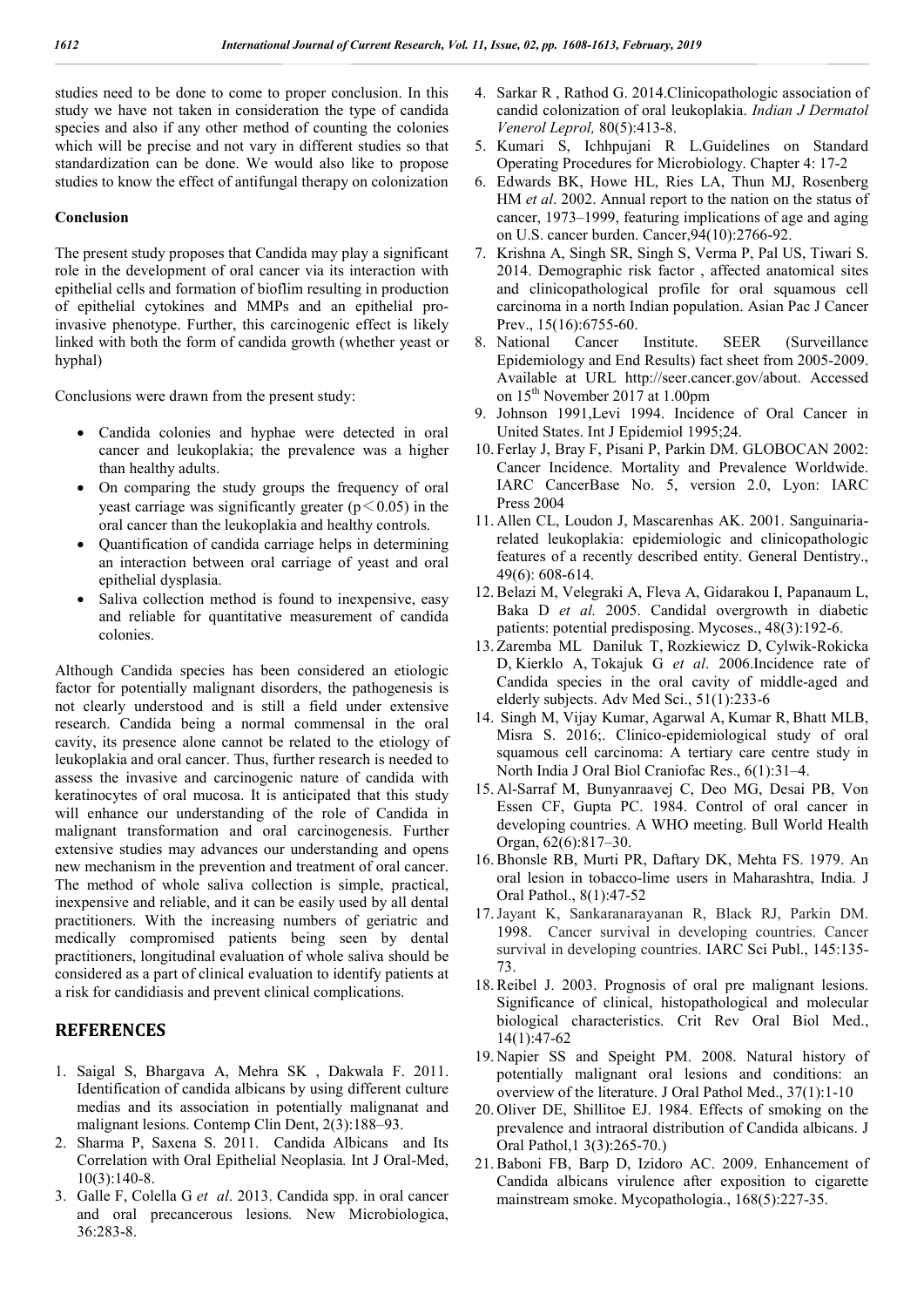studies need to be done to come to proper conclusion. In this study we have not taken in consideration the type of candida species and also if any other method of counting the colonies which will be precise and not vary in different studies so that standardization can be done. We would also like to propose studies to know the effect of antifungal therapy on colonization

## Conclusion

The present study proposes that Candida may play a significant role in the development of oral cancer via its interaction with epithelial cells and formation of bioflim resulting in production of epithelial cytokines and MMPs and an epithelial pro-invasive phenotype. Further, this carcinogenic effect is likely linked with both the form of candida growth (whether yeast or hyphal)

Conclusions were drawn from the present study:

- Candida colonies and hyphae were detected in oral cancer and leukoplakia; the prevalence was a higher than healthy adults.
- On comparing the study groups the frequency of oral yeast carriage was significantly greater ($p < 0.05$) in the oral cancer than the leukoplakia and healthy controls.
- Quantification of candida carriage helps in determining an interaction between oral carriage of yeast and oral epithelial dysplasia.
- Saliva collection method is found to inexpensive, easy and reliable for quantitative measurement of candida colonies.

Although Candida species has been considered an etiologic factor for potentially malignant disorders, the pathogenesis is not clearly understood and is still a field under extensive research. Candida being a normal commensal in the oral cavity, its presence alone cannot be related to the etiology of leukoplakia and oral cancer. Thus, further research is needed to assess the invasive and carcinogenic nature of candida with keratinocytes of oral mucosa. It is anticipated that this study will enhance our understanding of the role of Candida in malignant transformation and oral carcinogenesis. Further extensive studies may advances our understanding and opens new mechanism in the prevention and treatment of oral cancer. The method of whole saliva collection is simple, practical, inexpensive and reliable, and it can be easily used by all dental practitioners. With the increasing numbers of geriatric and medically compromised patients being seen by dental practitioners, longitudinal evaluation of whole saliva should be considered as a part of clinical evaluation to identify patients at a risk for candidiasis and prevent clinical complications.

## REFERENCES

1. Saigal S, Bhargava A, Mehra SK , Dakwala F. 2011. Identification of candida albicans by using different culture medias and its association in potentially malignanat and malignant lesions. Contemp Clin Dent, 2(3):188–93.
2. Sharma P, Saxena S. 2011. Candida Albicans and Its Correlation with Oral Epithelial Neoplasia*.* Int J Oral-Med, 10(3):140-8.
3. Galle F, Colella G *et al*. 2013. Candida spp. in oral cancer and oral precancerous lesions*.* New Microbiologica, 36:283-8.
4. Sarkar R , Rathod G. 2014.Clinicopathologic association of candid colonization of oral leukoplakia. *Indian J Dermatol Venerol Leprol,* 80(5):413-8.
5. Kumari S, Ichhpujani R L.Guidelines on Standard Operating Procedures for Microbiology. Chapter 4: 17-2
6. Edwards BK, Howe HL, Ries LA, Thun MJ, Rosenberg HM *et al*. 2002. Annual report to the nation on the status of cancer, 1973–1999, featuring implications of age and aging on U.S. cancer burden. Cancer,94(10):2766-92.
7. Krishna A, Singh SR, Singh S, Verma P, Pal US, Tiwari S. 2014. Demographic risk factor , affected anatomical sites and clinicopathological profile for oral squamous cell carcinoma in a north Indian population. Asian Pac J Cancer Prev., 15(16):6755-60.
8. National Cancer Institute. SEER (Surveillance Epidemiology and End Results) fact sheet from 2005-2009. Available at URL http://seer.cancer.gov/about. Accessed on 15th November 2017 at 1.00pm
9. Johnson 1991,Levi 1994. Incidence of Oral Cancer in United States. Int J Epidemiol 1995;24.
10. Ferlay J, Bray F, Pisani P, Parkin DM. GLOBOCAN 2002: Cancer Incidence. Mortality and Prevalence Worldwide. IARC CancerBase No. 5, version 2.0, Lyon: IARC Press 2004
11. Allen CL, Loudon J, Mascarenhas AK. 2001. Sanguinaria-related leukoplakia: epidemiologic and clinicopathologic features of a recently described entity. General Dentistry., 49(6): 608-614.
12. Belazi M, Velegraki A, Fleva A, Gidarakou I, Papanaum L, Baka D *et al.* 2005. Candidal overgrowth in diabetic patients: potential predisposing. Mycoses., 48(3):192-6.
13. Zaremba ML Daniluk T, Rozkiewicz D, Cylwik-Rokicka D, Kierklo A, Tokajuk G *et al*. 2006.Incidence rate of Candida species in the oral cavity of middle-aged and elderly subjects. Adv Med Sci., 51(1):233-6
14. Singh M, Vijay Kumar, Agarwal A, Kumar R, Bhatt MLB, Misra S. 2016;. Clinico-epidemiological study of oral squamous cell carcinoma: A tertiary care centre study in North India J Oral Biol Craniofac Res., 6(1):31–4.
15. Al-Sarraf M, Bunyanraavej C, Deo MG, Desai PB, Von Essen CF, Gupta PC. 1984. Control of oral cancer in developing countries. A WHO meeting. Bull World Health Organ, 62(6):817–30.
16. Bhonsle RB, Murti PR, Daftary DK, Mehta FS. 1979. An oral lesion in tobacco-lime users in Maharashtra, India. J Oral Pathol., 8(1):47-52
17. Jayant K, Sankaranarayanan R, Black RJ, Parkin DM. 1998. Cancer survival in developing countries. Cancer survival in developing countries. IARC Sci Publ., 145:135-73.
18. Reibel J. 2003. Prognosis of oral pre malignant lesions. Significance of clinical, histopathological and molecular biological characteristics. Crit Rev Oral Biol Med., 14(1):47-62
19. Napier SS and Speight PM. 2008. Natural history of potentially malignant oral lesions and conditions: an overview of the literature. J Oral Pathol Med., 37(1):1-10
20. Oliver DE, Shillitoe EJ. 1984. Effects of smoking on the prevalence and intraoral distribution of Candida albicans. J Oral Pathol,1 3(3):265-70.)
21. Baboni FB, Barp D, Izidoro AC. 2009. Enhancement of Candida albicans virulence after exposition to cigarette mainstream smoke. Mycopathologia., 168(5):227-35.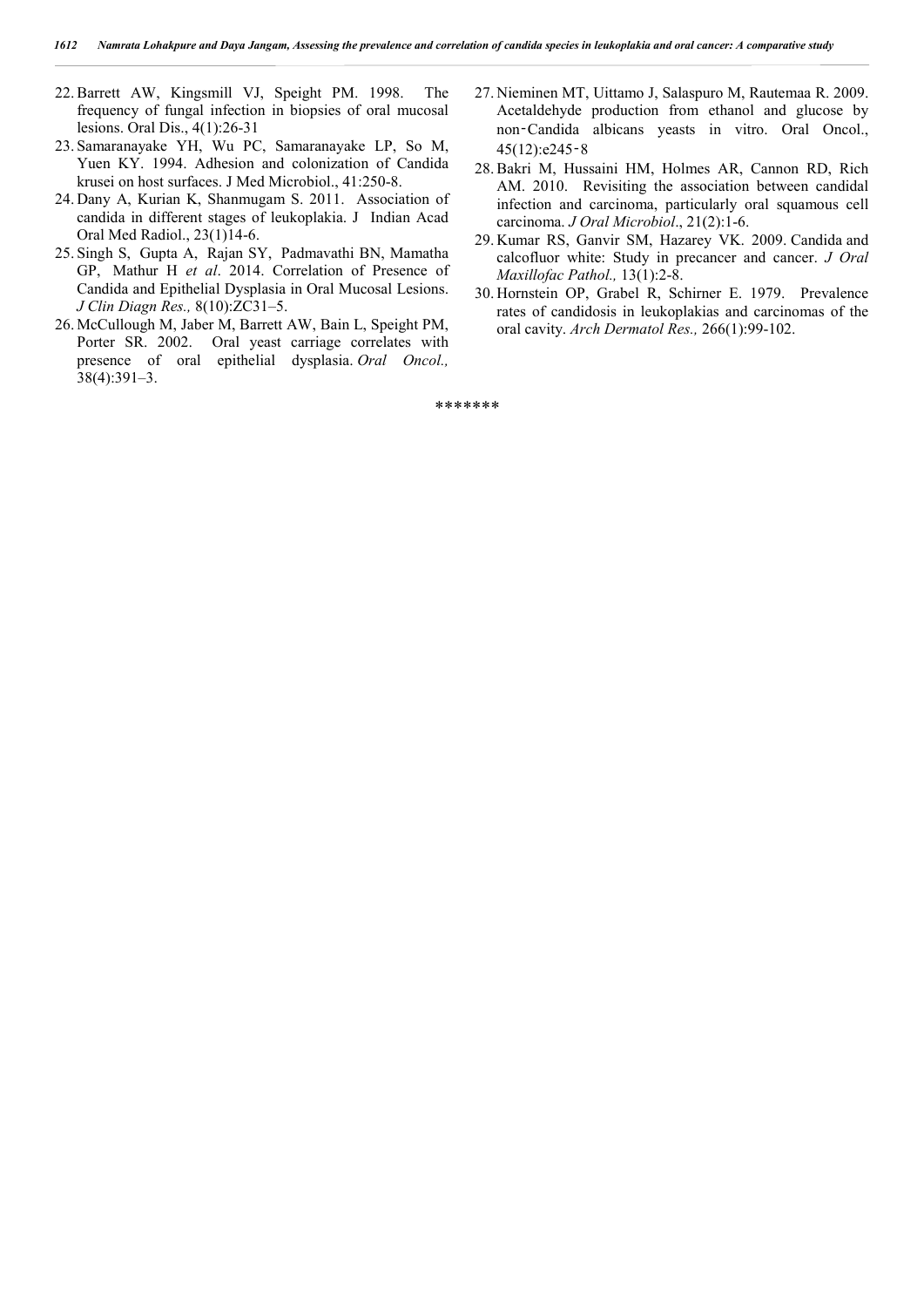22. Barrett AW, Kingsmill VJ, Speight PM. 1998. The frequency of fungal infection in biopsies of oral mucosal lesions. Oral Dis., 4(1):26-31
23. Samaranayake YH, Wu PC, Samaranayake LP, So M, Yuen KY. 1994. Adhesion and colonization of Candida krusei on host surfaces. J Med Microbiol., 41:250-8.
24. Dany A, Kurian K, Shanmugam S. 2011. Association of candida in different stages of leukoplakia. J Indian Acad Oral Med Radiol., 23(1)14-6.
25. Singh S, Gupta A, Rajan SY, Padmavathi BN, Mamatha GP, Mathur H *et al*. 2014. Correlation of Presence of Candida and Epithelial Dysplasia in Oral Mucosal Lesions. *J Clin Diagn Res.,* 8(10):ZC31–5.
26. McCullough M, Jaber M, Barrett AW, Bain L, Speight PM, Porter SR. 2002. Oral yeast carriage correlates with presence of oral epithelial dysplasia. *Oral Oncol.,* 38(4):391–3.
27. Nieminen MT, Uittamo J, Salaspuro M, Rautemaa R. 2009. Acetaldehyde production from ethanol and glucose by non‑Candida albicans yeasts in vitro. Oral Oncol., 45(12):e245‑8
28. Bakri M, Hussaini HM, Holmes AR, Cannon RD, Rich AM. 2010. Revisiting the association between candidal infection and carcinoma, particularly oral squamous cell carcinoma. *J Oral Microbiol*., 21(2):1-6.
29. Kumar RS, Ganvir SM, Hazarey VK. 2009. Candida and calcofluor white: Study in precancer and cancer. *J Oral Maxillofac Pathol.,* 13(1):2-8.
30. Hornstein OP, Grabel R, Schirner E. 1979. Prevalence rates of candidosis in leukoplakias and carcinomas of the oral cavity. *Arch Dermatol Res.,* 266(1):99-102.

*******